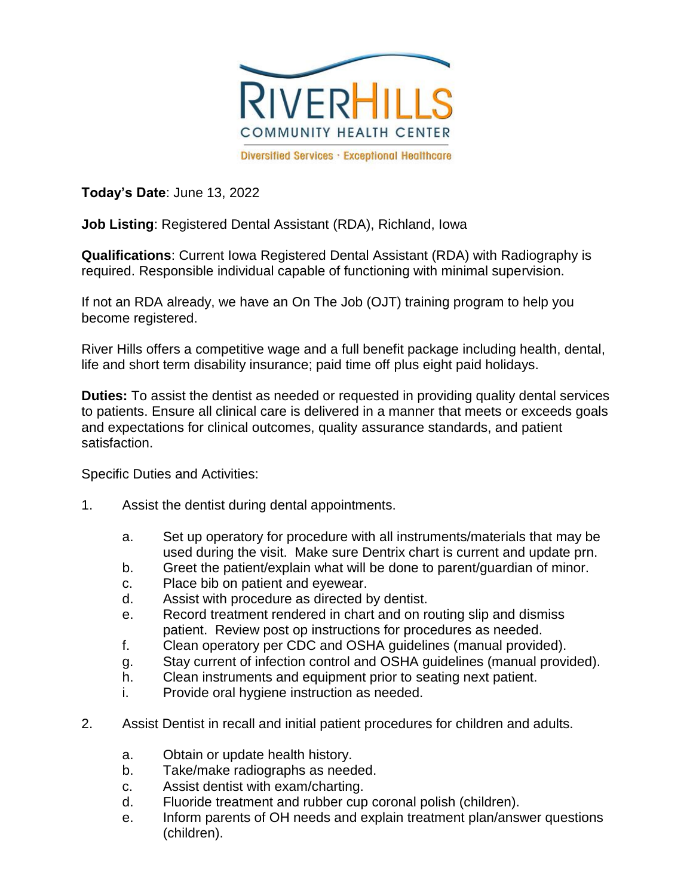RIVERHILLS
COMMUNITY HEALTH CENTER
Diversified Services · Exceptional Healthcare

**Today's Date**: June 13, 2022

**Job Listing**: Registered Dental Assistant (RDA), Richland, Iowa

**Qualifications**: Current Iowa Registered Dental Assistant (RDA) with Radiography is required. Responsible individual capable of functioning with minimal supervision.

If not an RDA already, we have an On The Job (OJT) training program to help you become registered.

River Hills offers a competitive wage and a full benefit package including health, dental, life and short term disability insurance; paid time off plus eight paid holidays.

**Duties:** To assist the dentist as needed or requested in providing quality dental services to patients. Ensure all clinical care is delivered in a manner that meets or exceeds goals and expectations for clinical outcomes, quality assurance standards, and patient satisfaction.

Specific Duties and Activities:

1. Assist the dentist during dental appointments.
   - a. Set up operatory for procedure with all instruments/materials that may be used during the visit. Make sure Dentrix chart is current and update prn.
   - b. Greet the patient/explain what will be done to parent/guardian of minor.
   - c. Place bib on patient and eyewear.
   - d. Assist with procedure as directed by dentist.
   - e. Record treatment rendered in chart and on routing slip and dismiss patient. Review post op instructions for procedures as needed.
   - f. Clean operatory per CDC and OSHA guidelines (manual provided).
   - g. Stay current of infection control and OSHA guidelines (manual provided).
   - h. Clean instruments and equipment prior to seating next patient.
   - i. Provide oral hygiene instruction as needed.

2. Assist Dentist in recall and initial patient procedures for children and adults.
   - a. Obtain or update health history.
   - b. Take/make radiographs as needed.
   - c. Assist dentist with exam/charting.
   - d. Fluoride treatment and rubber cup coronal polish (children).
   - e. Inform parents of OH needs and explain treatment plan/answer questions (children).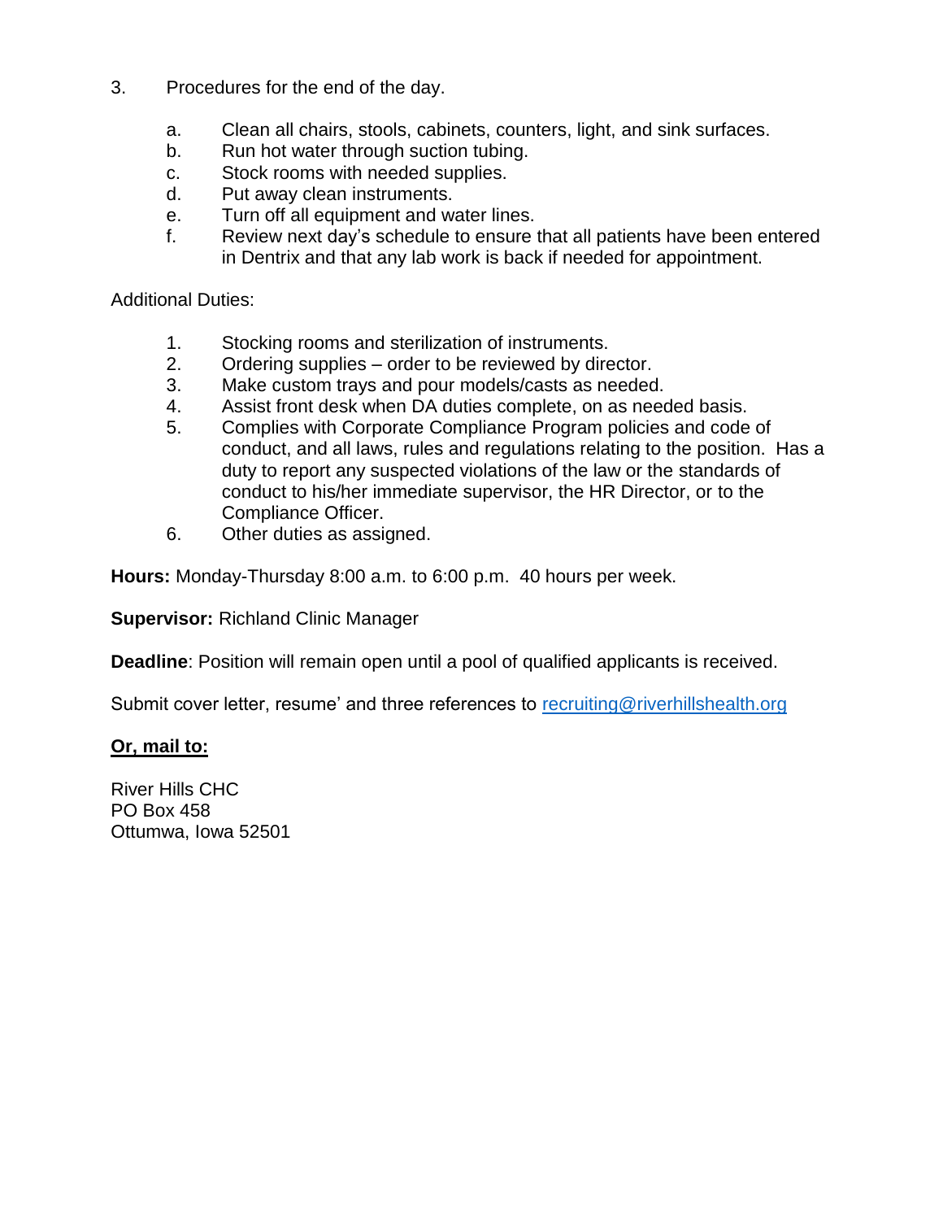3. Procedures for the end of the day.

   a. Clean all chairs, stools, cabinets, counters, light, and sink surfaces.
   b. Run hot water through suction tubing.
   c. Stock rooms with needed supplies.
   d. Put away clean instruments.
   e. Turn off all equipment and water lines.
   f. Review next day's schedule to ensure that all patients have been entered in Dentrix and that any lab work is back if needed for appointment.

Additional Duties:

1. Stocking rooms and sterilization of instruments.
2. Ordering supplies – order to be reviewed by director.
3. Make custom trays and pour models/casts as needed.
4. Assist front desk when DA duties complete, on as needed basis.
5. Complies with Corporate Compliance Program policies and code of conduct, and all laws, rules and regulations relating to the position. Has a duty to report any suspected violations of the law or the standards of conduct to his/her immediate supervisor, the HR Director, or to the Compliance Officer.
6. Other duties as assigned.

**Hours:** Monday-Thursday 8:00 a.m. to 6:00 p.m. 40 hours per week.

**Supervisor:** Richland Clinic Manager

**Deadline**: Position will remain open until a pool of qualified applicants is received.

Submit cover letter, resume' and three references to recruiting@riverhillshealth.org

**Or, mail to:**

River Hills CHC
PO Box 458
Ottumwa, Iowa 52501